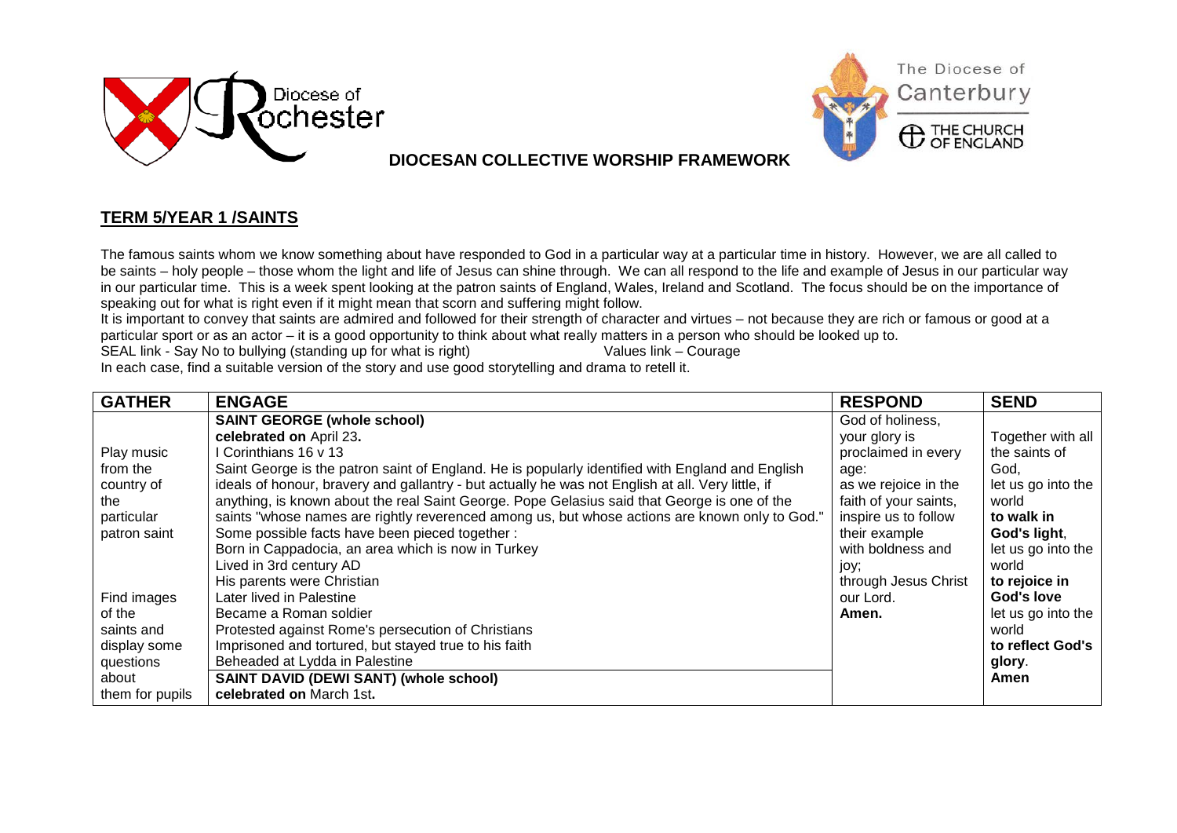Diocese of Rochester

The Diocese of Canterbury
THE CHURCH OF ENGLAND

**DIOCESAN COLLECTIVE WORSHIP FRAMEWORK**

## TERM 5/YEAR 1 /SAINTS

The famous saints whom we know something about have responded to God in a particular way at a particular time in history. However, we are all called to be saints – holy people – those whom the light and life of Jesus can shine through. We can all respond to the life and example of Jesus in our particular way in our particular time. This is a week spent looking at the patron saints of England, Wales, Ireland and Scotland. The focus should be on the importance of speaking out for what is right even if it might mean that scorn and suffering might follow.

It is important to convey that saints are admired and followed for their strength of character and virtues – not because they are rich or famous or good at a particular sport or as an actor – it is a good opportunity to think about what really matters in a person who should be looked up to.

SEAL link - Say No to bullying (standing up for what is right) Values link – Courage

In each case, find a suitable version of the story and use good storytelling and drama to retell it.

| GATHER | ENGAGE | RESPOND | SEND |
| --- | --- | --- | --- |
| Play music from the country of the particular patron saint<br><br>Find images of the saints and display some questions about them for pupils | **SAINT GEORGE (whole school)**<br>**celebrated on** April 23**.**<br>I Corinthians 16 v 13<br>Saint George is the patron saint of England. He is popularly identified with England and English ideals of honour, bravery and gallantry - but actually he was not English at all. Very little, if anything, is known about the real Saint George. Pope Gelasius said that George is one of the saints "whose names are rightly reverenced among us, but whose actions are known only to God."<br>Some possible facts have been pieced together :<br>Born in Cappadocia, an area which is now in Turkey<br>Lived in 3rd century AD<br>His parents were Christian<br>Later lived in Palestine<br>Became a Roman soldier<br>Protested against Rome's persecution of Christians<br>Imprisoned and tortured, but stayed true to his faith<br>Beheaded at Lydda in Palestine<br>**SAINT DAVID (DEWI SANT) (whole school)**<br>**celebrated on** March 1st**.** | God of holiness, your glory is proclaimed in every age: as we rejoice in the faith of your saints, inspire us to follow their example with boldness and joy; through Jesus Christ our Lord.<br>**Amen.** | Together with all the saints of God, let us go into the world **to walk in God's light**, let us go into the world **to rejoice in God's love** let us go into the world **to reflect God's glory**.<br>**Amen** |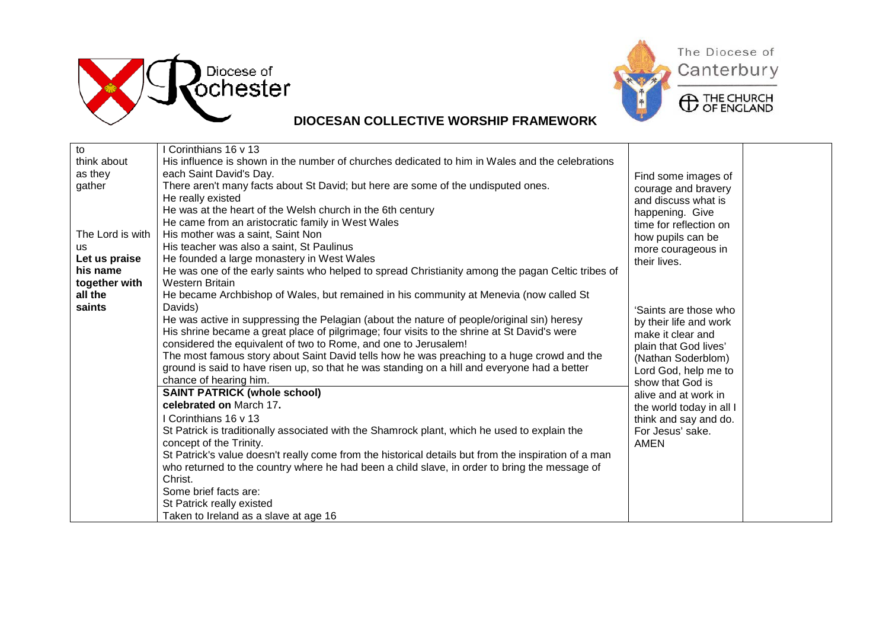**DIOCESAN COLLECTIVE WORSHIP FRAMEWORK**

| | | | |
|---|---|---|---|
| to think about as they gather<br><br>The Lord is with us<br>**Let us praise his name together with all the saints** | I Corinthians 16 v 13<br>His influence is shown in the number of churches dedicated to him in Wales and the celebrations each Saint David's Day.<br>There aren't many facts about St David; but here are some of the undisputed ones.<br>He really existed<br>He was at the heart of the Welsh church in the 6th century<br>He came from an aristocratic family in West Wales<br>His mother was a saint, Saint Non<br>His teacher was also a saint, St Paulinus<br>He founded a large monastery in West Wales<br>He was one of the early saints who helped to spread Christianity among the pagan Celtic tribes of Western Britain<br>He became Archbishop of Wales, but remained in his community at Menevia (now called St Davids)<br>He was active in suppressing the Pelagian (about the nature of people/original sin) heresy<br>His shrine became a great place of pilgrimage; four visits to the shrine at St David's were considered the equivalent of two to Rome, and one to Jerusalem!<br>The most famous story about Saint David tells how he was preaching to a huge crowd and the ground is said to have risen up, so that he was standing on a hill and everyone had a better chance of hearing him. | Find some images of courage and bravery and discuss what is happening. Give time for reflection on how pupils can be more courageous in their lives.<br><br>'Saints are those who by their life and work make it clear and plain that God lives' (Nathan Soderblom)<br>Lord God, help me to show that God is alive and at work in the world today in all I think and say and do. For Jesus' sake. AMEN | |
| | **SAINT PATRICK (whole school)**<br>**celebrated on** March 17**.**<br>I Corinthians 16 v 13<br>St Patrick is traditionally associated with the Shamrock plant, which he used to explain the concept of the Trinity.<br>St Patrick's value doesn't really come from the historical details but from the inspiration of a man who returned to the country where he had been a child slave, in order to bring the message of Christ.<br>Some brief facts are:<br>St Patrick really existed<br>Taken to Ireland as a slave at age 16 | | |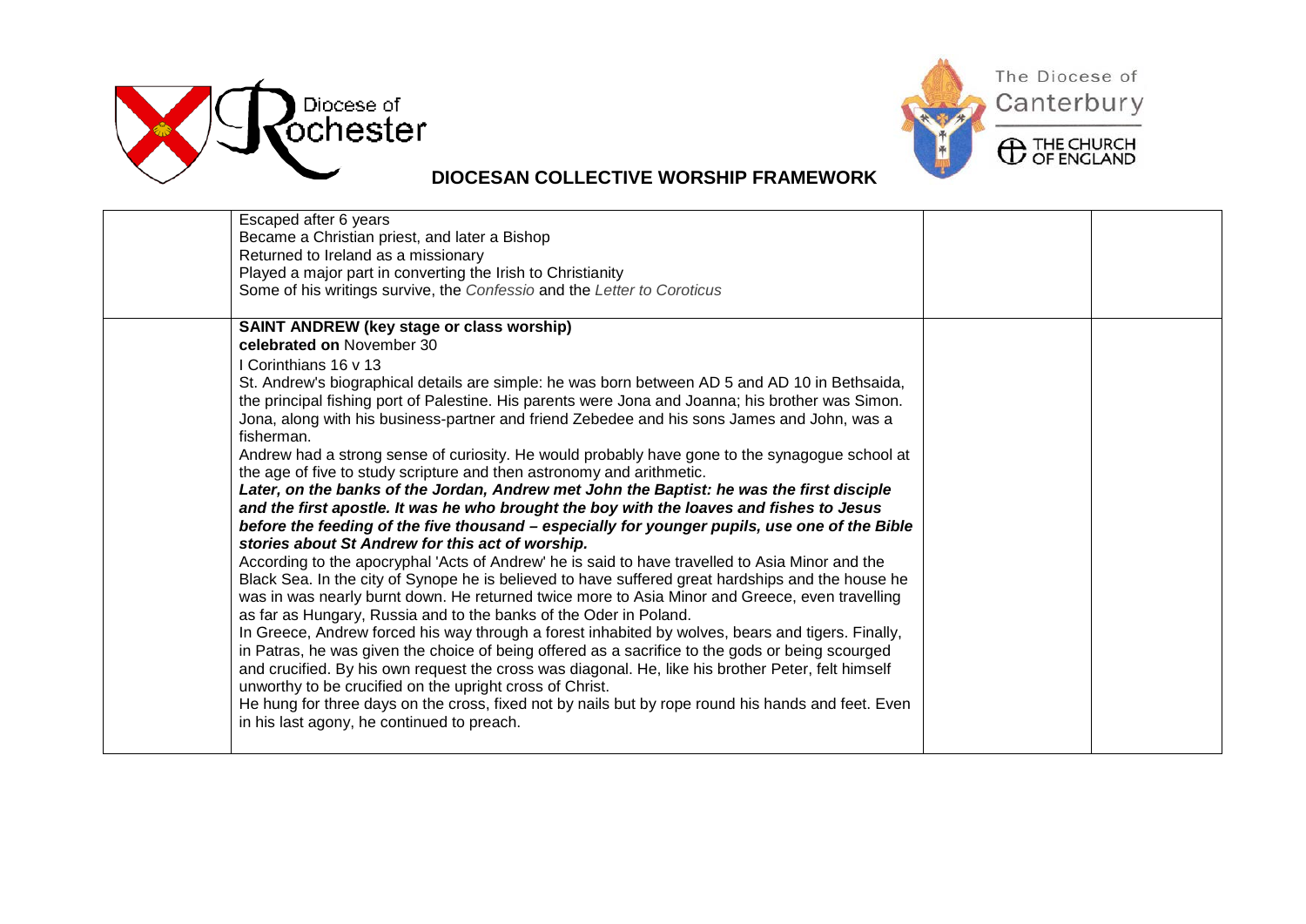| | | | |
|---|---|---|---|
| | Escaped after 6 years<br>Became a Christian priest, and later a Bishop<br>Returned to Ireland as a missionary<br>Played a major part in converting the Irish to Christianity<br>Some of his writings survive, the *Confessio* and the *Letter to Coroticus* | | |
| | **SAINT ANDREW (key stage or class worship)**<br>**celebrated on** November 30<br>I Corinthians 16 v 13<br>St. Andrew's biographical details are simple: he was born between AD 5 and AD 10 in Bethsaida, the principal fishing port of Palestine. His parents were Jona and Joanna; his brother was Simon. Jona, along with his business-partner and friend Zebedee and his sons James and John, was a fisherman.<br>Andrew had a strong sense of curiosity. He would probably have gone to the synagogue school at the age of five to study scripture and then astronomy and arithmetic.<br>***Later, on the banks of the Jordan, Andrew met John the Baptist: he was the first disciple and the first apostle. It was he who brought the boy with the loaves and fishes to Jesus before the feeding of the five thousand – especially for younger pupils, use one of the Bible stories about St Andrew for this act of worship.***<br>According to the apocryphal 'Acts of Andrew' he is said to have travelled to Asia Minor and the Black Sea. In the city of Synope he is believed to have suffered great hardships and the house he was in was nearly burnt down. He returned twice more to Asia Minor and Greece, even travelling as far as Hungary, Russia and to the banks of the Oder in Poland.<br>In Greece, Andrew forced his way through a forest inhabited by wolves, bears and tigers. Finally, in Patras, he was given the choice of being offered as a sacrifice to the gods or being scourged and crucified. By his own request the cross was diagonal. He, like his brother Peter, felt himself unworthy to be crucified on the upright cross of Christ.<br>He hung for three days on the cross, fixed not by nails but by rope round his hands and feet. Even in his last agony, he continued to preach. | | |